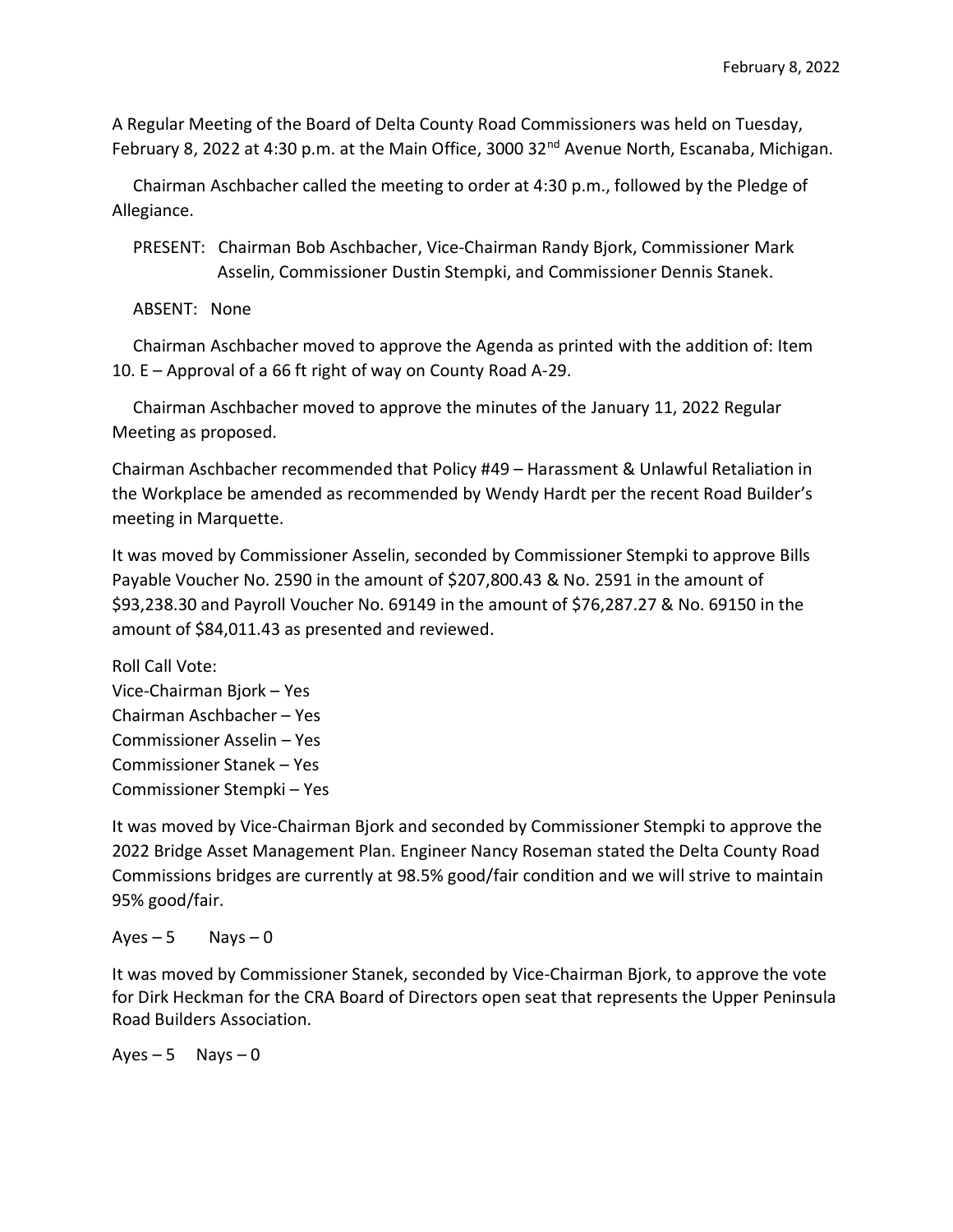February 8, 2022

A Regular Meeting of the Board of Delta County Road Commissioners was held on Tuesday, February 8, 2022 at 4:30 p.m. at the Main Office, 3000 32nd Avenue North, Escanaba, Michigan.

Chairman Aschbacher called the meeting to order at 4:30 p.m., followed by the Pledge of Allegiance.

PRESENT: Chairman Bob Aschbacher, Vice-Chairman Randy Bjork, Commissioner Mark Asselin, Commissioner Dustin Stempki, and Commissioner Dennis Stanek.

ABSENT: None

Chairman Aschbacher moved to approve the Agenda as printed with the addition of: Item 10. E – Approval of a 66 ft right of way on County Road A-29.

Chairman Aschbacher moved to approve the minutes of the January 11, 2022 Regular Meeting as proposed.

Chairman Aschbacher recommended that Policy #49 – Harassment & Unlawful Retaliation in the Workplace be amended as recommended by Wendy Hardt per the recent Road Builder's meeting in Marquette.

It was moved by Commissioner Asselin, seconded by Commissioner Stempki to approve Bills Payable Voucher No. 2590 in the amount of $207,800.43 & No. 2591 in the amount of $93,238.30 and Payroll Voucher No. 69149 in the amount of $76,287.27 & No. 69150 in the amount of $84,011.43 as presented and reviewed.

Roll Call Vote:
Vice-Chairman Bjork – Yes
Chairman Aschbacher – Yes
Commissioner Asselin – Yes
Commissioner Stanek – Yes
Commissioner Stempki – Yes

It was moved by Vice-Chairman Bjork and seconded by Commissioner Stempki to approve the 2022 Bridge Asset Management Plan. Engineer Nancy Roseman stated the Delta County Road Commissions bridges are currently at 98.5% good/fair condition and we will strive to maintain 95% good/fair.

Ayes – 5 Nays – 0

It was moved by Commissioner Stanek, seconded by Vice-Chairman Bjork, to approve the vote for Dirk Heckman for the CRA Board of Directors open seat that represents the Upper Peninsula Road Builders Association.

Ayes – 5 Nays – 0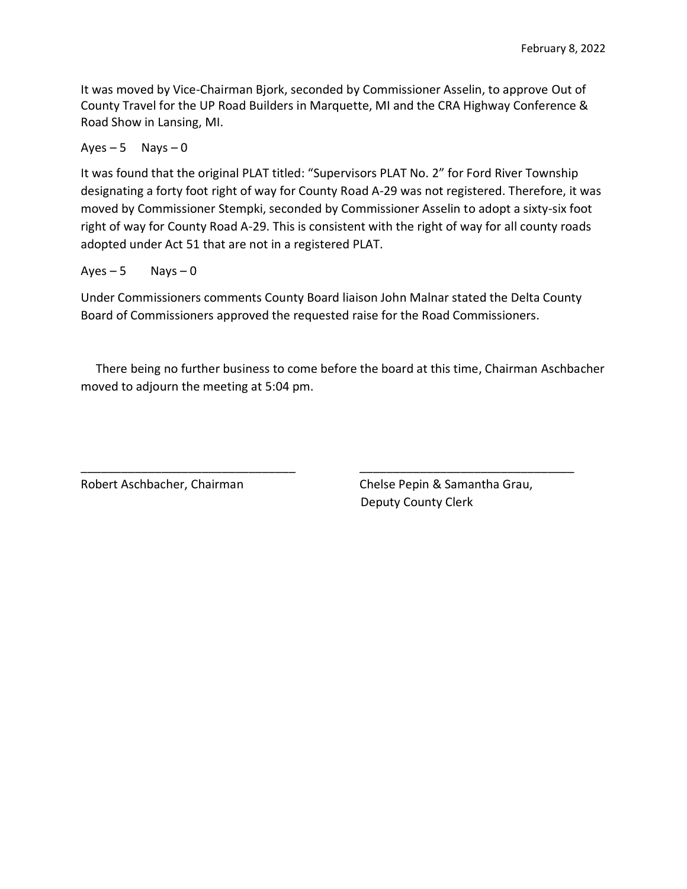It was moved by Vice-Chairman Bjork, seconded by Commissioner Asselin, to approve Out of County Travel for the UP Road Builders in Marquette, MI and the CRA Highway Conference & Road Show in Lansing, MI.

Ayes – 5 Nays – 0

It was found that the original PLAT titled: "Supervisors PLAT No. 2" for Ford River Township designating a forty foot right of way for County Road A-29 was not registered. Therefore, it was moved by Commissioner Stempki, seconded by Commissioner Asselin to adopt a sixty-six foot right of way for County Road A-29. This is consistent with the right of way for all county roads adopted under Act 51 that are not in a registered PLAT.

Ayes – 5 Nays – 0

Under Commissioners comments County Board liaison John Malnar stated the Delta County Board of Commissioners approved the requested raise for the Road Commissioners.

There being no further business to come before the board at this time, Chairman Aschbacher moved to adjourn the meeting at 5:04 pm.

_______________________________
Robert Aschbacher, Chairman

_______________________________
Chelse Pepin & Samantha Grau,
Deputy County Clerk